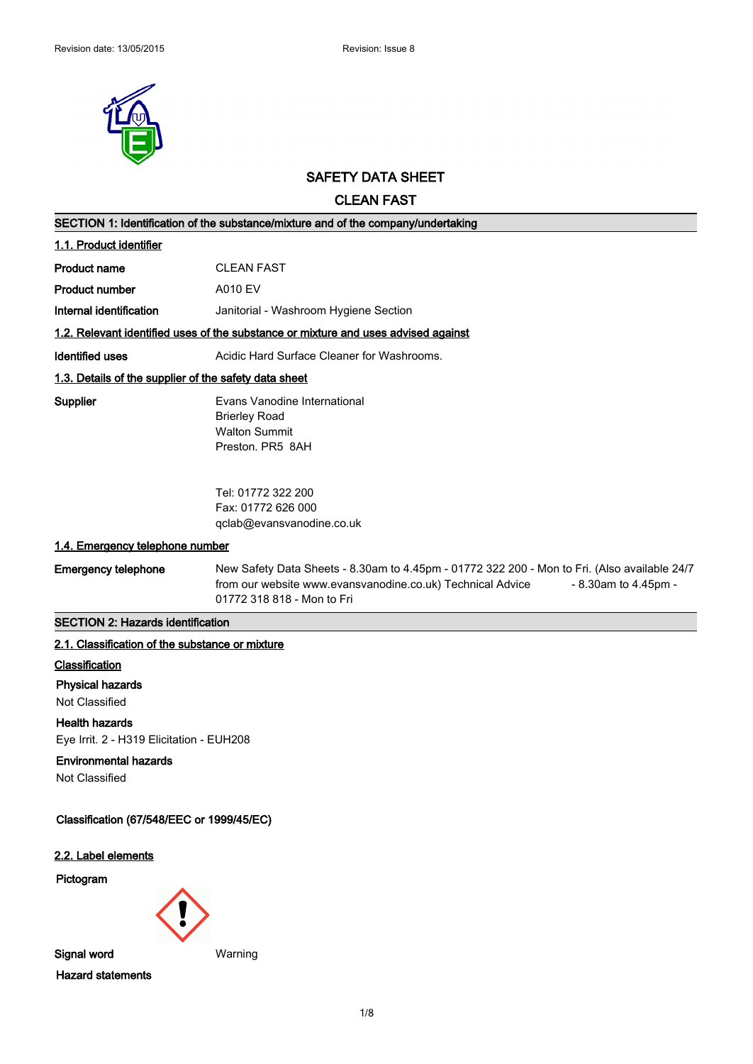Revision date: 13/05/2015 Revision: Issue 8

# SAFETY DATA SHEET

# CLEAN FAST

## SECTION 1: Identification of the substance/mixture and of the company/undertaking

### 1.1. Product identifier

| | |
|---|---|
| **Product name** | CLEAN FAST |
| **Product number** | A010 EV |
| **Internal identification** | Janitorial - Washroom Hygiene Section |

### 1.2. Relevant identified uses of the substance or mixture and uses advised against

| | |
|---|---|
| **Identified uses** | Acidic Hard Surface Cleaner for Washrooms. |

### 1.3. Details of the supplier of the safety data sheet

**Supplier**

Evans Vanodine International
Brierley Road
Walton Summit
Preston. PR5 8AH

Tel: 01772 322 200
Fax: 01772 626 000
qclab@evansvanodine.co.uk

### 1.4. Emergency telephone number

**Emergency telephone** New Safety Data Sheets - 8.30am to 4.45pm - 01772 322 200 - Mon to Fri. (Also available 24/7 from our website www.evansvanodine.co.uk) Technical Advice - 8.30am to 4.45pm - 01772 318 818 - Mon to Fri

## SECTION 2: Hazards identification

### 2.1. Classification of the substance or mixture

**Classification**

**Physical hazards**
Not Classified

**Health hazards**
Eye Irrit. 2 - H319 Elicitation - EUH208

**Environmental hazards**
Not Classified

**Classification (67/548/EEC or 1999/45/EC)**

### 2.2. Label elements

**Pictogram**

**Signal word** Warning

**Hazard statements**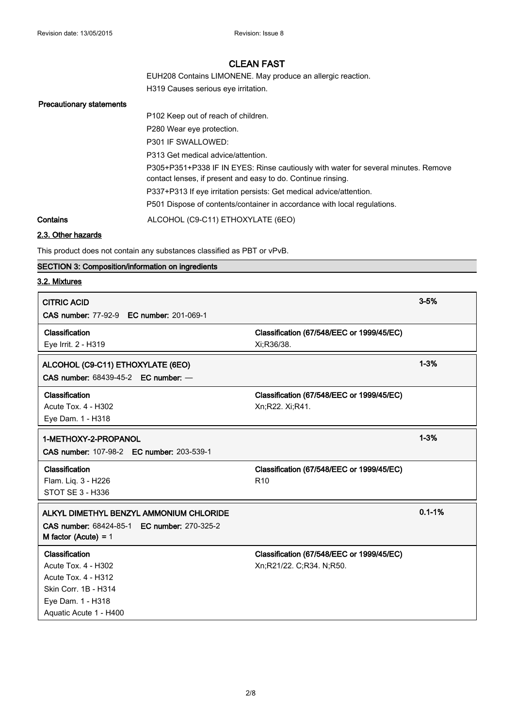# CLEAN FAST

EUH208 Contains LIMONENE. May produce an allergic reaction.

H319 Causes serious eye irritation.

**Precautionary statements**

P102 Keep out of reach of children.

P280 Wear eye protection.

P301 IF SWALLOWED:

P313 Get medical advice/attention.

P305+P351+P338 IF IN EYES: Rinse cautiously with water for several minutes. Remove contact lenses, if present and easy to do. Continue rinsing.

P337+P313 If eye irritation persists: Get medical advice/attention.

P501 Dispose of contents/container in accordance with local regulations.

**Contains** ALCOHOL (C9-C11) ETHOXYLATE (6EO)

## 2.3. Other hazards

This product does not contain any substances classified as PBT or vPvB.

## SECTION 3: Composition/information on ingredients

### 3.2. Mixtures

| **CITRIC ACID**<br>**CAS number:** 77-92-9 **EC number:** 201-069-1 | | 3-5% |
|---|---|---|
| **Classification**<br>Eye Irrit. 2 - H319 | **Classification (67/548/EEC or 1999/45/EC)**<br>Xi;R36/38. | |

| **ALCOHOL (C9-C11) ETHOXYLATE (6EO)**<br>**CAS number:** 68439-45-2 **EC number:** — | | 1-3% |
|---|---|---|
| **Classification**<br>Acute Tox. 4 - H302<br>Eye Dam. 1 - H318 | **Classification (67/548/EEC or 1999/45/EC)**<br>Xn;R22. Xi;R41. | |

| **1-METHOXY-2-PROPANOL**<br>**CAS number:** 107-98-2 **EC number:** 203-539-1 | | 1-3% |
|---|---|---|
| **Classification**<br>Flam. Liq. 3 - H226<br>STOT SE 3 - H336 | **Classification (67/548/EEC or 1999/45/EC)**<br>R10 | |

| **ALKYL DIMETHYL BENZYL AMMONIUM CHLORIDE**<br>**CAS number:** 68424-85-1 **EC number:** 270-325-2<br>**M factor (Acute)** = 1 | | 0.1-1% |
|---|---|---|
| **Classification**<br>Acute Tox. 4 - H302<br>Acute Tox. 4 - H312<br>Skin Corr. 1B - H314<br>Eye Dam. 1 - H318<br>Aquatic Acute 1 - H400 | **Classification (67/548/EEC or 1999/45/EC)**<br>Xn;R21/22. C;R34. N;R50. | |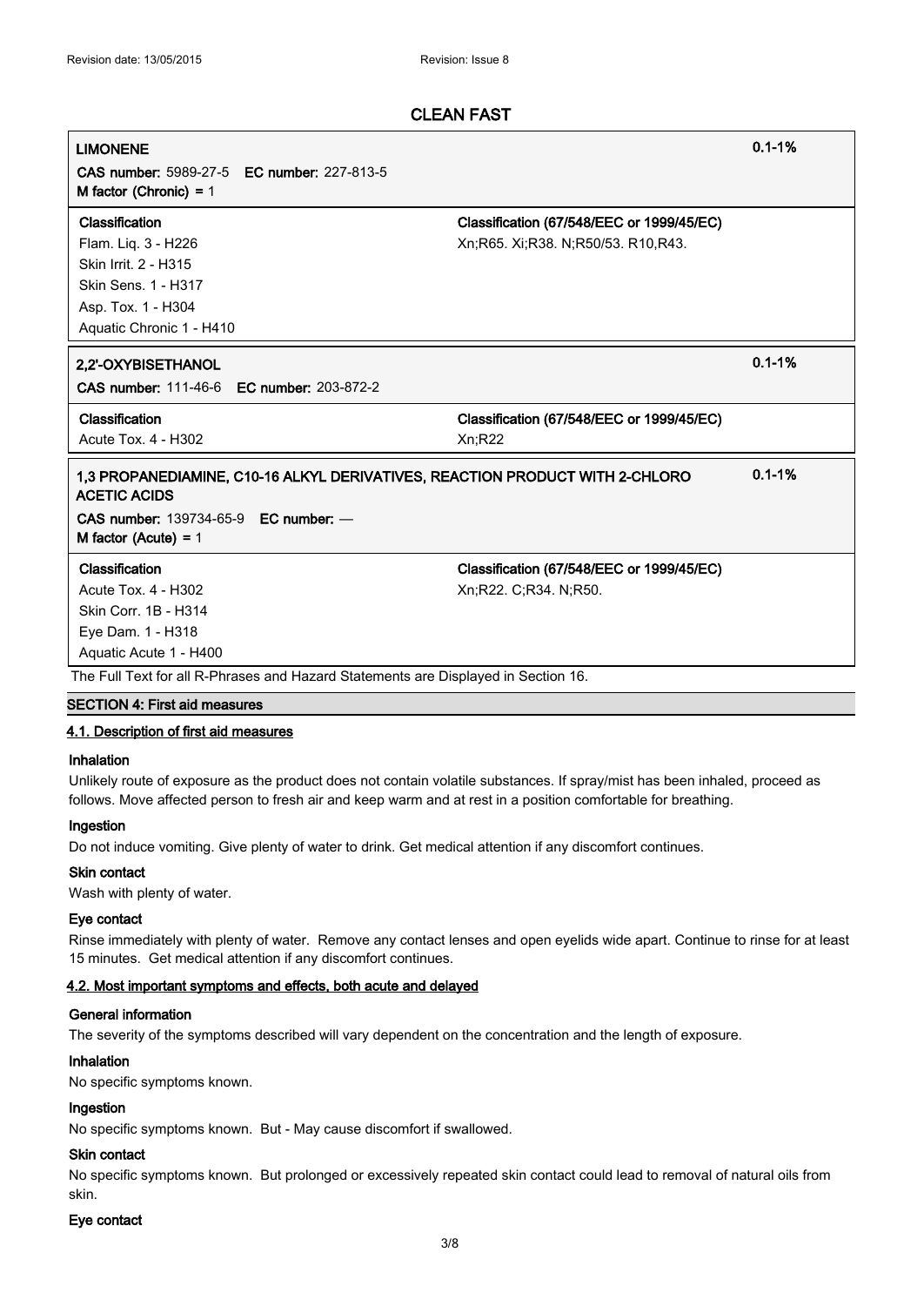**LIMONENE** 0.1-1%

**CAS number:** 5989-27-5 **EC number:** 227-813-5

**M factor (Chronic)** = 1

| Classification | Classification (67/548/EEC or 1999/45/EC) |
|---|---|
| Flam. Liq. 3 - H226<br>Skin Irrit. 2 - H315<br>Skin Sens. 1 - H317<br>Asp. Tox. 1 - H304<br>Aquatic Chronic 1 - H410 | Xn;R65. Xi;R38. N;R50/53. R10,R43. |

**2,2'-OXYBISETHANOL** 0.1-1%

**CAS number:** 111-46-6 **EC number:** 203-872-2

| Classification | Classification (67/548/EEC or 1999/45/EC) |
|---|---|
| Acute Tox. 4 - H302 | Xn;R22 |

**1,3 PROPANEDIAMINE, C10-16 ALKYL DERIVATIVES, REACTION PRODUCT WITH 2-CHLORO ACETIC ACIDS** 0.1-1%

**CAS number:** 139734-65-9 **EC number:** —

**M factor (Acute)** = 1

| Classification | Classification (67/548/EEC or 1999/45/EC) |
|---|---|
| Acute Tox. 4 - H302<br>Skin Corr. 1B - H314<br>Eye Dam. 1 - H318<br>Aquatic Acute 1 - H400 | Xn;R22. C;R34. N;R50. |

The Full Text for all R-Phrases and Hazard Statements are Displayed in Section 16.

## SECTION 4: First aid measures

### 4.1. Description of first aid measures

**Inhalation**

Unlikely route of exposure as the product does not contain volatile substances. If spray/mist has been inhaled, proceed as follows. Move affected person to fresh air and keep warm and at rest in a position comfortable for breathing.

**Ingestion**

Do not induce vomiting. Give plenty of water to drink. Get medical attention if any discomfort continues.

**Skin contact**

Wash with plenty of water.

**Eye contact**

Rinse immediately with plenty of water. Remove any contact lenses and open eyelids wide apart. Continue to rinse for at least 15 minutes. Get medical attention if any discomfort continues.

### 4.2. Most important symptoms and effects, both acute and delayed

**General information**

The severity of the symptoms described will vary dependent on the concentration and the length of exposure.

**Inhalation**

No specific symptoms known.

**Ingestion**

No specific symptoms known. But - May cause discomfort if swallowed.

**Skin contact**

No specific symptoms known. But prolonged or excessively repeated skin contact could lead to removal of natural oils from skin.

**Eye contact**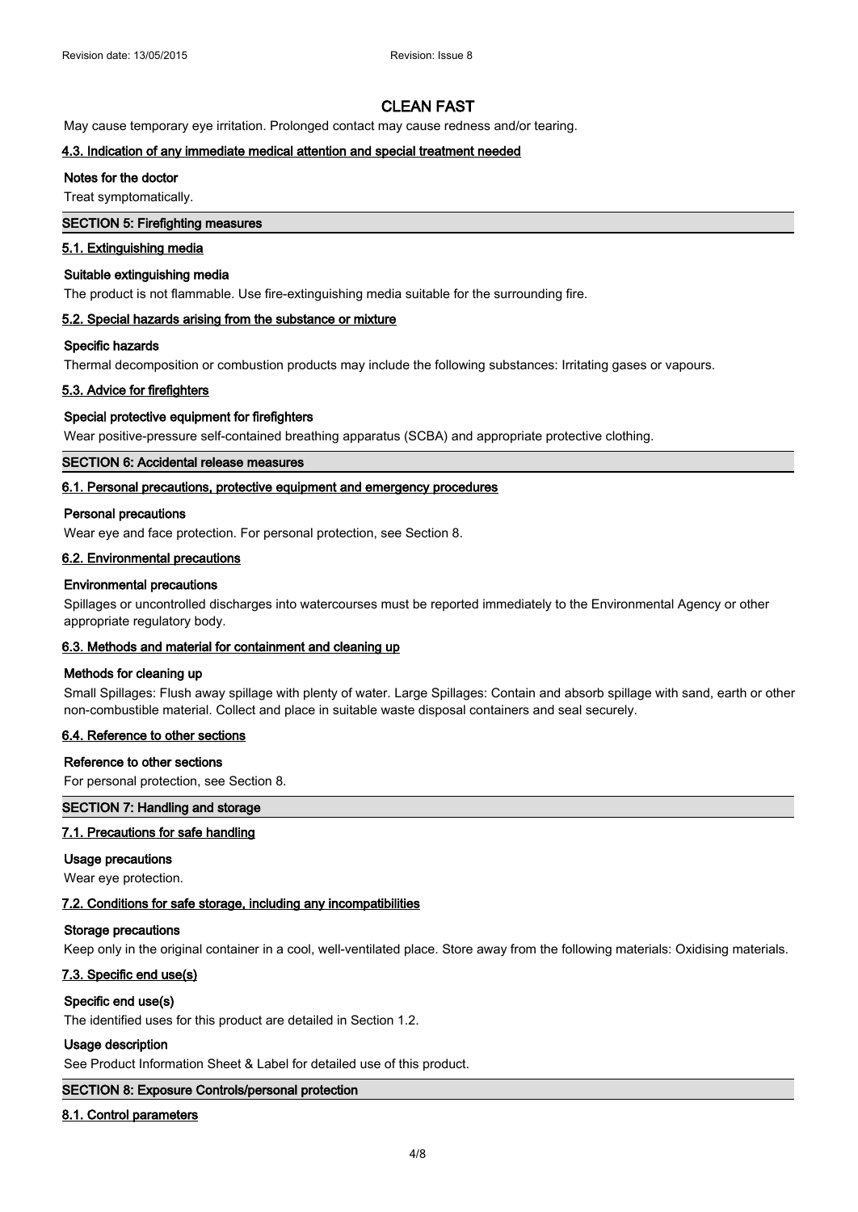# CLEAN FAST

May cause temporary eye irritation. Prolonged contact may cause redness and/or tearing.

### 4.3. Indication of any immediate medical attention and special treatment needed

**Notes for the doctor**

Treat symptomatically.

## SECTION 5: Firefighting measures

### 5.1. Extinguishing media

**Suitable extinguishing media**

The product is not flammable. Use fire-extinguishing media suitable for the surrounding fire.

### 5.2. Special hazards arising from the substance or mixture

**Specific hazards**

Thermal decomposition or combustion products may include the following substances: Irritating gases or vapours.

### 5.3. Advice for firefighters

**Special protective equipment for firefighters**

Wear positive-pressure self-contained breathing apparatus (SCBA) and appropriate protective clothing.

## SECTION 6: Accidental release measures

### 6.1. Personal precautions, protective equipment and emergency procedures

**Personal precautions**

Wear eye and face protection. For personal protection, see Section 8.

### 6.2. Environmental precautions

**Environmental precautions**

Spillages or uncontrolled discharges into watercourses must be reported immediately to the Environmental Agency or other appropriate regulatory body.

### 6.3. Methods and material for containment and cleaning up

**Methods for cleaning up**

Small Spillages: Flush away spillage with plenty of water. Large Spillages: Contain and absorb spillage with sand, earth or other non-combustible material. Collect and place in suitable waste disposal containers and seal securely.

### 6.4. Reference to other sections

**Reference to other sections**

For personal protection, see Section 8.

## SECTION 7: Handling and storage

### 7.1. Precautions for safe handling

**Usage precautions**

Wear eye protection.

### 7.2. Conditions for safe storage, including any incompatibilities

**Storage precautions**

Keep only in the original container in a cool, well-ventilated place. Store away from the following materials: Oxidising materials.

### 7.3. Specific end use(s)

**Specific end use(s)**

The identified uses for this product are detailed in Section 1.2.

**Usage description**

See Product Information Sheet & Label for detailed use of this product.

## SECTION 8: Exposure Controls/personal protection

### 8.1. Control parameters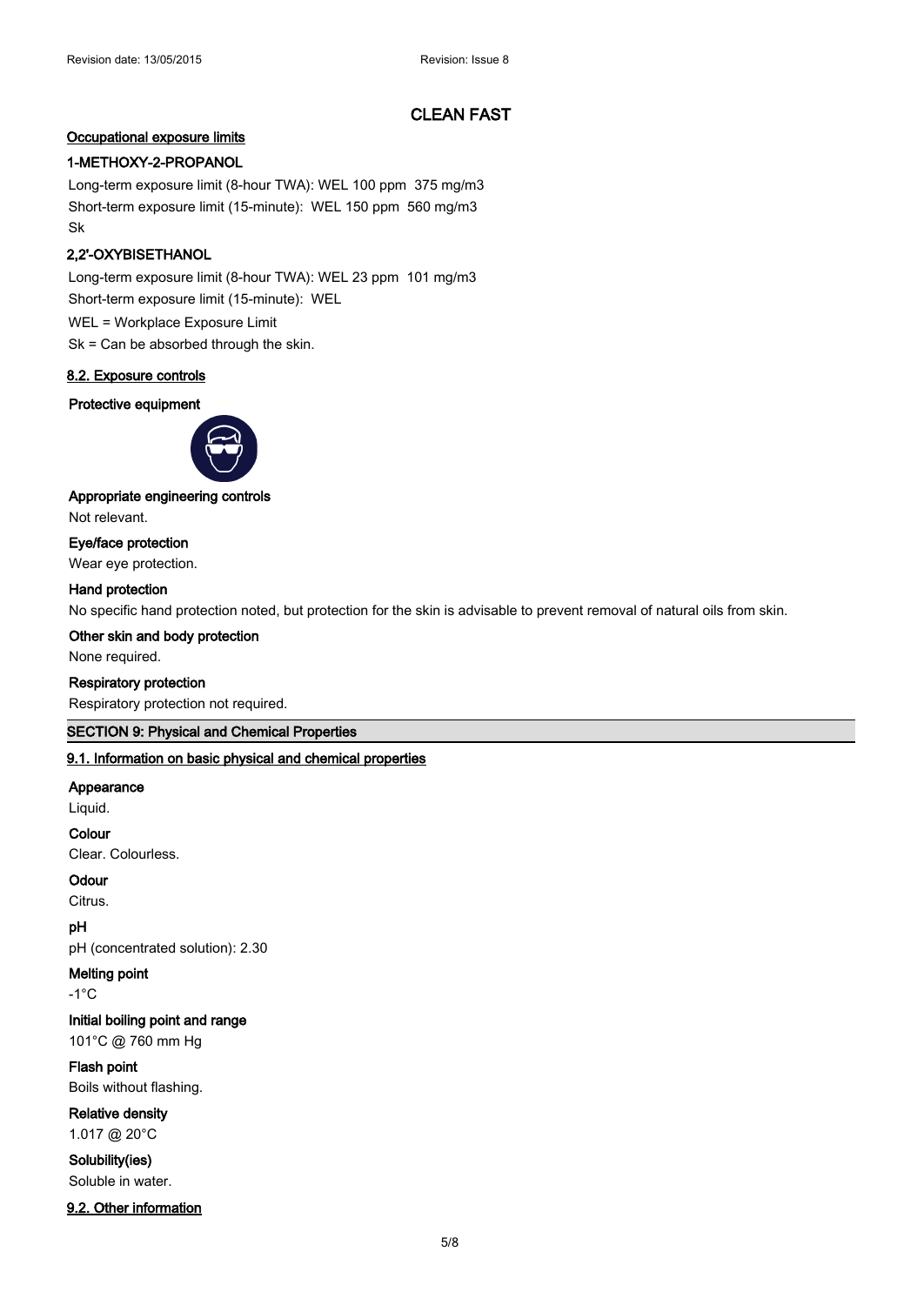# CLEAN FAST

## Occupational exposure limits

### 1-METHOXY-2-PROPANOL

Long-term exposure limit (8-hour TWA): WEL 100 ppm 375 mg/m3

Short-term exposure limit (15-minute): WEL 150 ppm 560 mg/m3

Sk

### 2,2'-OXYBISETHANOL

Long-term exposure limit (8-hour TWA): WEL 23 ppm 101 mg/m3

Short-term exposure limit (15-minute): WEL

WEL = Workplace Exposure Limit

Sk = Can be absorbed through the skin.

## 8.2. Exposure controls

**Protective equipment**

**Appropriate engineering controls**

Not relevant.

**Eye/face protection**

Wear eye protection.

**Hand protection**

No specific hand protection noted, but protection for the skin is advisable to prevent removal of natural oils from skin.

**Other skin and body protection**

None required.

**Respiratory protection**

Respiratory protection not required.

## SECTION 9: Physical and Chemical Properties

## 9.1. Information on basic physical and chemical properties

**Appearance**

Liquid.

**Colour**

Clear. Colourless.

**Odour**

Citrus.

**pH**

pH (concentrated solution): 2.30

**Melting point**

-1°C

**Initial boiling point and range**

101°C @ 760 mm Hg

**Flash point**

Boils without flashing.

**Relative density**

1.017 @ 20°C

**Solubility(ies)**

Soluble in water.

## 9.2. Other information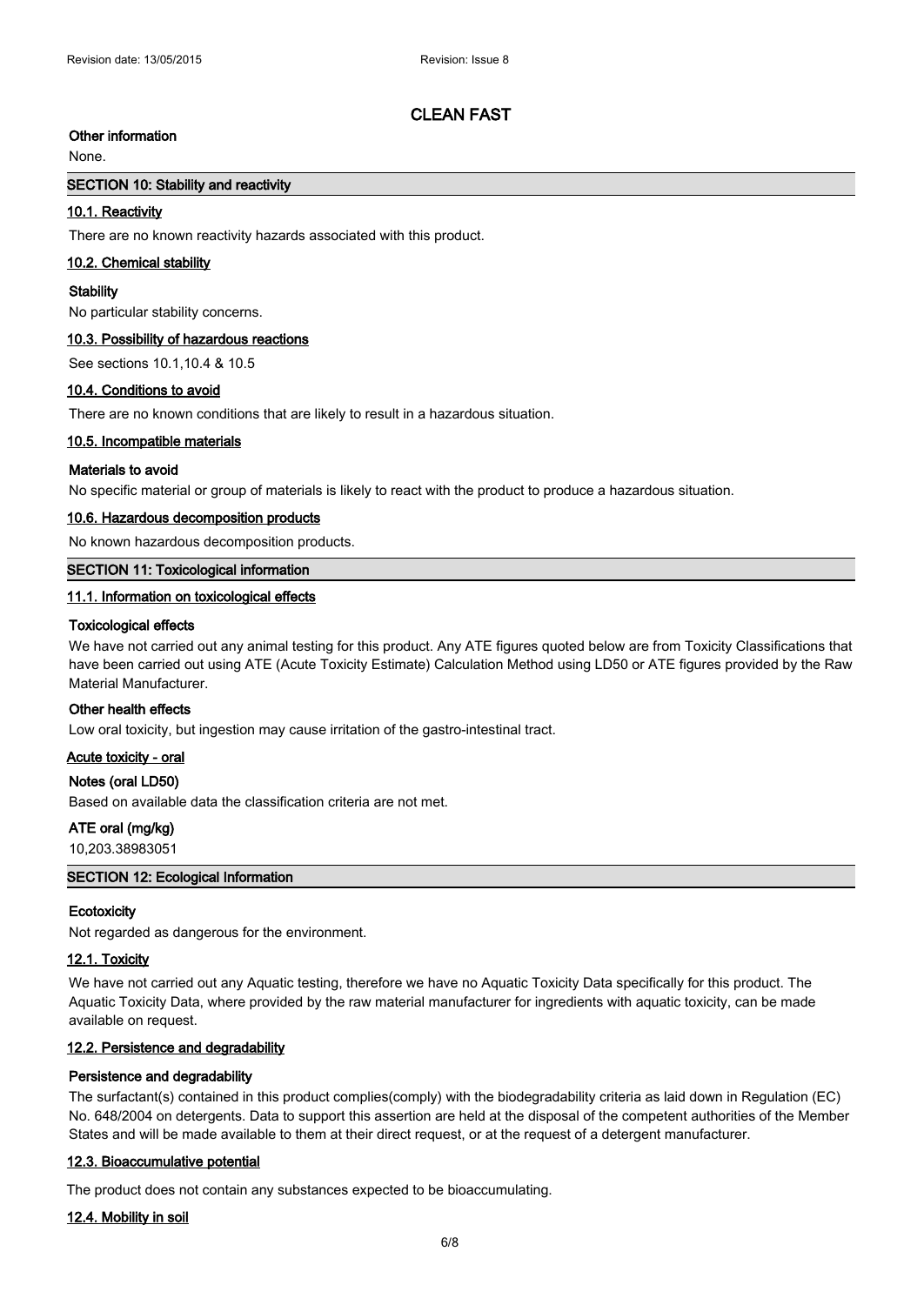### Other information

None.

## SECTION 10: Stability and reactivity

### 10.1. Reactivity

There are no known reactivity hazards associated with this product.

### 10.2. Chemical stability

**Stability**

No particular stability concerns.

### 10.3. Possibility of hazardous reactions

See sections 10.1,10.4 & 10.5

### 10.4. Conditions to avoid

There are no known conditions that are likely to result in a hazardous situation.

### 10.5. Incompatible materials

**Materials to avoid**

No specific material or group of materials is likely to react with the product to produce a hazardous situation.

### 10.6. Hazardous decomposition products

No known hazardous decomposition products.

## SECTION 11: Toxicological information

### 11.1. Information on toxicological effects

**Toxicological effects**

We have not carried out any animal testing for this product. Any ATE figures quoted below are from Toxicity Classifications that have been carried out using ATE (Acute Toxicity Estimate) Calculation Method using LD50 or ATE figures provided by the Raw Material Manufacturer.

**Other health effects**

Low oral toxicity, but ingestion may cause irritation of the gastro-intestinal tract.

### Acute toxicity - oral

**Notes (oral LD50)**

Based on available data the classification criteria are not met.

**ATE oral (mg/kg)**

10,203.38983051

## SECTION 12: Ecological Information

**Ecotoxicity**

Not regarded as dangerous for the environment.

### 12.1. Toxicity

We have not carried out any Aquatic testing, therefore we have no Aquatic Toxicity Data specifically for this product. The Aquatic Toxicity Data, where provided by the raw material manufacturer for ingredients with aquatic toxicity, can be made available on request.

### 12.2. Persistence and degradability

**Persistence and degradability**

The surfactant(s) contained in this product complies(comply) with the biodegradability criteria as laid down in Regulation (EC) No. 648/2004 on detergents. Data to support this assertion are held at the disposal of the competent authorities of the Member States and will be made available to them at their direct request, or at the request of a detergent manufacturer.

### 12.3. Bioaccumulative potential

The product does not contain any substances expected to be bioaccumulating.

### 12.4. Mobility in soil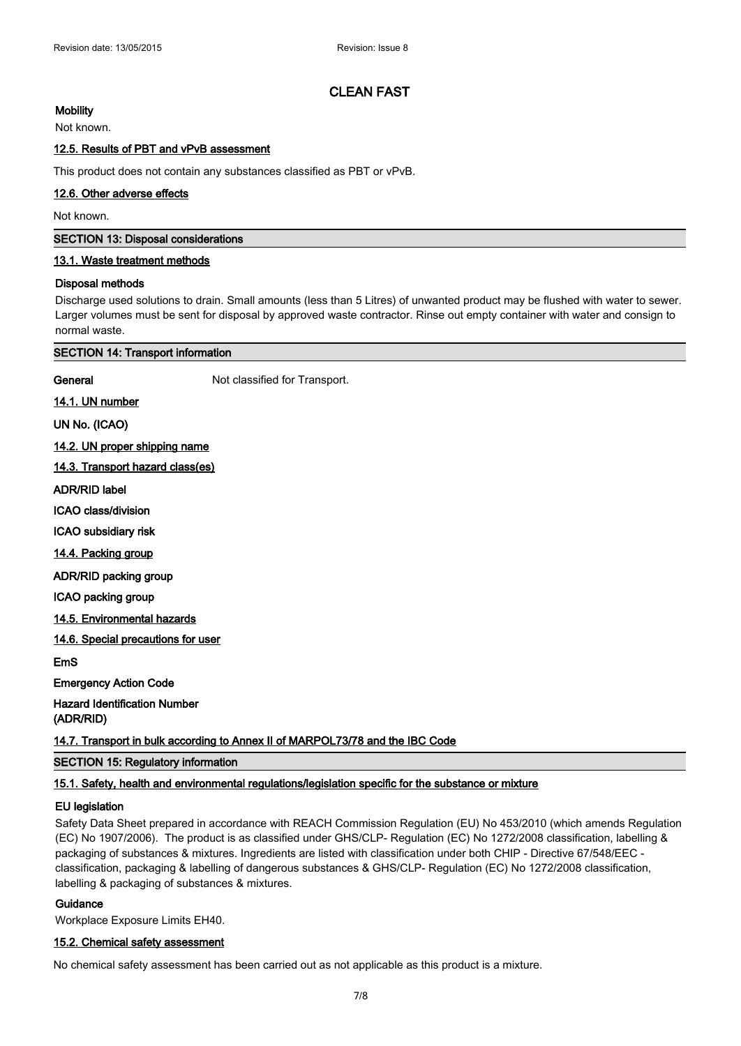# CLEAN FAST

**Mobility**

Not known.

### 12.5. Results of PBT and vPvB assessment

This product does not contain any substances classified as PBT or vPvB.

### 12.6. Other adverse effects

Not known.

## SECTION 13: Disposal considerations

### 13.1. Waste treatment methods

**Disposal methods**

Discharge used solutions to drain. Small amounts (less than 5 Litres) of unwanted product may be flushed with water to sewer. Larger volumes must be sent for disposal by approved waste contractor. Rinse out empty container with water and consign to normal waste.

## SECTION 14: Transport information

**General** Not classified for Transport.

### 14.1. UN number

**UN No. (ICAO)**

### 14.2. UN proper shipping name

### 14.3. Transport hazard class(es)

**ADR/RID label**

**ICAO class/division**

**ICAO subsidiary risk**

### 14.4. Packing group

**ADR/RID packing group**

**ICAO packing group**

### 14.5. Environmental hazards

### 14.6. Special precautions for user

**EmS**

**Emergency Action Code**

**Hazard Identification Number (ADR/RID)**

### 14.7. Transport in bulk according to Annex II of MARPOL73/78 and the IBC Code

## SECTION 15: Regulatory information

### 15.1. Safety, health and environmental regulations/legislation specific for the substance or mixture

**EU legislation**

Safety Data Sheet prepared in accordance with REACH Commission Regulation (EU) No 453/2010 (which amends Regulation (EC) No 1907/2006). The product is as classified under GHS/CLP- Regulation (EC) No 1272/2008 classification, labelling & packaging of substances & mixtures. Ingredients are listed with classification under both CHIP - Directive 67/548/EEC - classification, packaging & labelling of dangerous substances & GHS/CLP- Regulation (EC) No 1272/2008 classification, labelling & packaging of substances & mixtures.

**Guidance**

Workplace Exposure Limits EH40.

### 15.2. Chemical safety assessment

No chemical safety assessment has been carried out as not applicable as this product is a mixture.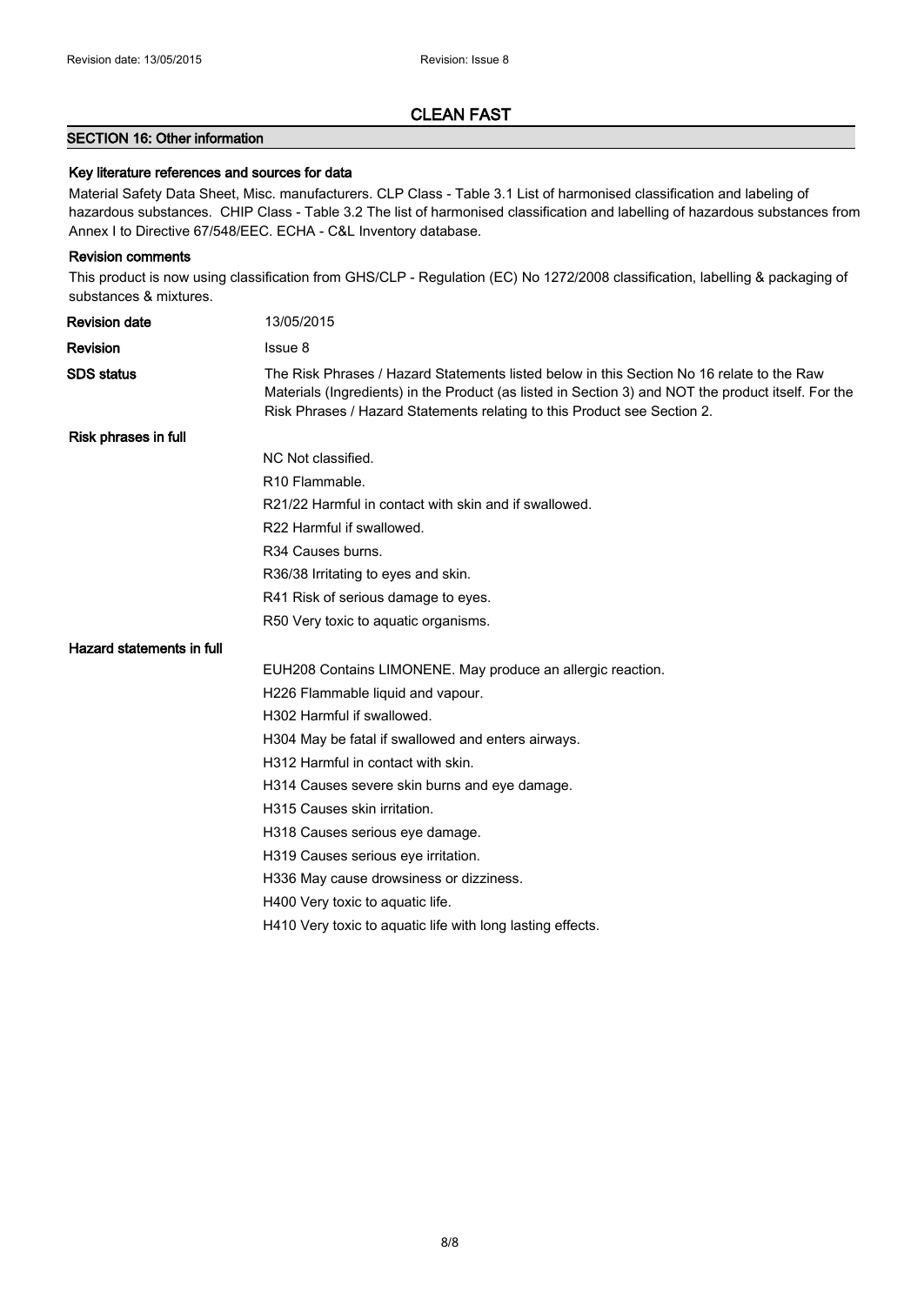# CLEAN FAST

## SECTION 16: Other information

### Key literature references and sources for data

Material Safety Data Sheet, Misc. manufacturers. CLP Class - Table 3.1 List of harmonised classification and labeling of hazardous substances. CHIP Class - Table 3.2 The list of harmonised classification and labelling of hazardous substances from Annex I to Directive 67/548/EEC. ECHA - C&L Inventory database.

### Revision comments

This product is now using classification from GHS/CLP - Regulation (EC) No 1272/2008 classification, labelling & packaging of substances & mixtures.

| | |
|---|---|
| **Revision date** | 13/05/2015 |
| **Revision** | Issue 8 |
| **SDS status** | The Risk Phrases / Hazard Statements listed below in this Section No 16 relate to the Raw Materials (Ingredients) in the Product (as listed in Section 3) and NOT the product itself. For the Risk Phrases / Hazard Statements relating to this Product see Section 2. |

### Risk phrases in full

NC Not classified.

R10 Flammable.

R21/22 Harmful in contact with skin and if swallowed.

R22 Harmful if swallowed.

R34 Causes burns.

R36/38 Irritating to eyes and skin.

R41 Risk of serious damage to eyes.

R50 Very toxic to aquatic organisms.

### Hazard statements in full

EUH208 Contains LIMONENE. May produce an allergic reaction.

H226 Flammable liquid and vapour.

H302 Harmful if swallowed.

H304 May be fatal if swallowed and enters airways.

H312 Harmful in contact with skin.

H314 Causes severe skin burns and eye damage.

H315 Causes skin irritation.

H318 Causes serious eye damage.

H319 Causes serious eye irritation.

H336 May cause drowsiness or dizziness.

H400 Very toxic to aquatic life.

H410 Very toxic to aquatic life with long lasting effects.